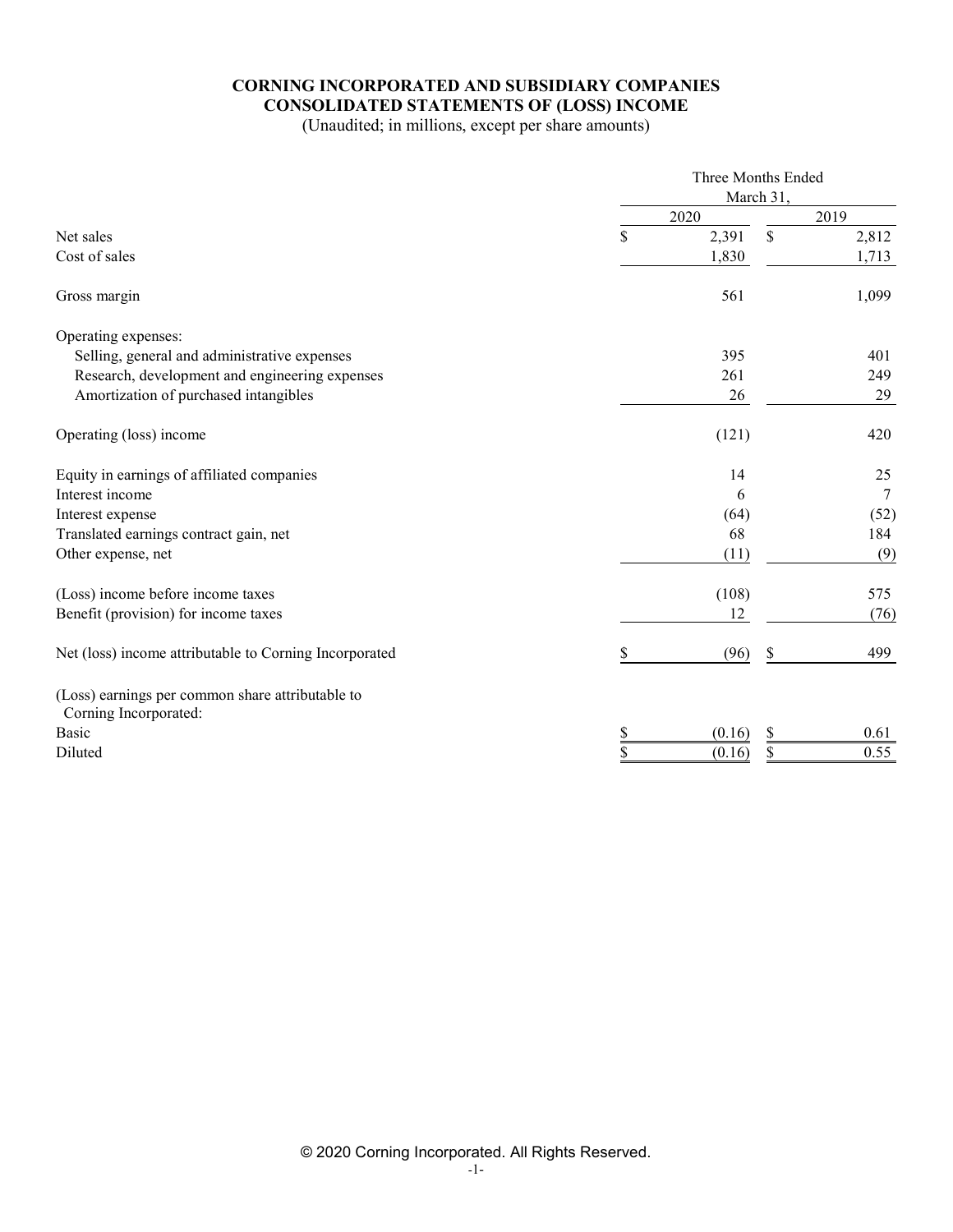# CORNING INCORPORATED AND SUBSIDIARY COMPANIES
# CONSOLIDATED STATEMENTS OF (LOSS) INCOME

(Unaudited; in millions, except per share amounts)

| | Three Months Ended March 31, | |
|---|---|---|
| | 2020 | 2019 |
| Net sales | $ 2,391 | $ 2,812 |
| Cost of sales | 1,830 | 1,713 |
| | | |
| Gross margin | 561 | 1,099 |
| | | |
| Operating expenses: | | |
| Selling, general and administrative expenses | 395 | 401 |
| Research, development and engineering expenses | 261 | 249 |
| Amortization of purchased intangibles | 26 | 29 |
| | | |
| Operating (loss) income | (121) | 420 |
| | | |
| Equity in earnings of affiliated companies | 14 | 25 |
| Interest income | 6 | 7 |
| Interest expense | (64) | (52) |
| Translated earnings contract gain, net | 68 | 184 |
| Other expense, net | (11) | (9) |
| | | |
| (Loss) income before income taxes | (108) | 575 |
| Benefit (provision) for income taxes | 12 | (76) |
| | | |
| Net (loss) income attributable to Corning Incorporated | $ (96) | $ 499 |
| | | |
| (Loss) earnings per common share attributable to Corning Incorporated: | | |
| Basic | $ (0.16) | $ 0.61 |
| Diluted | $ (0.16) | $ 0.55 |

© 2020 Corning Incorporated. All Rights Reserved.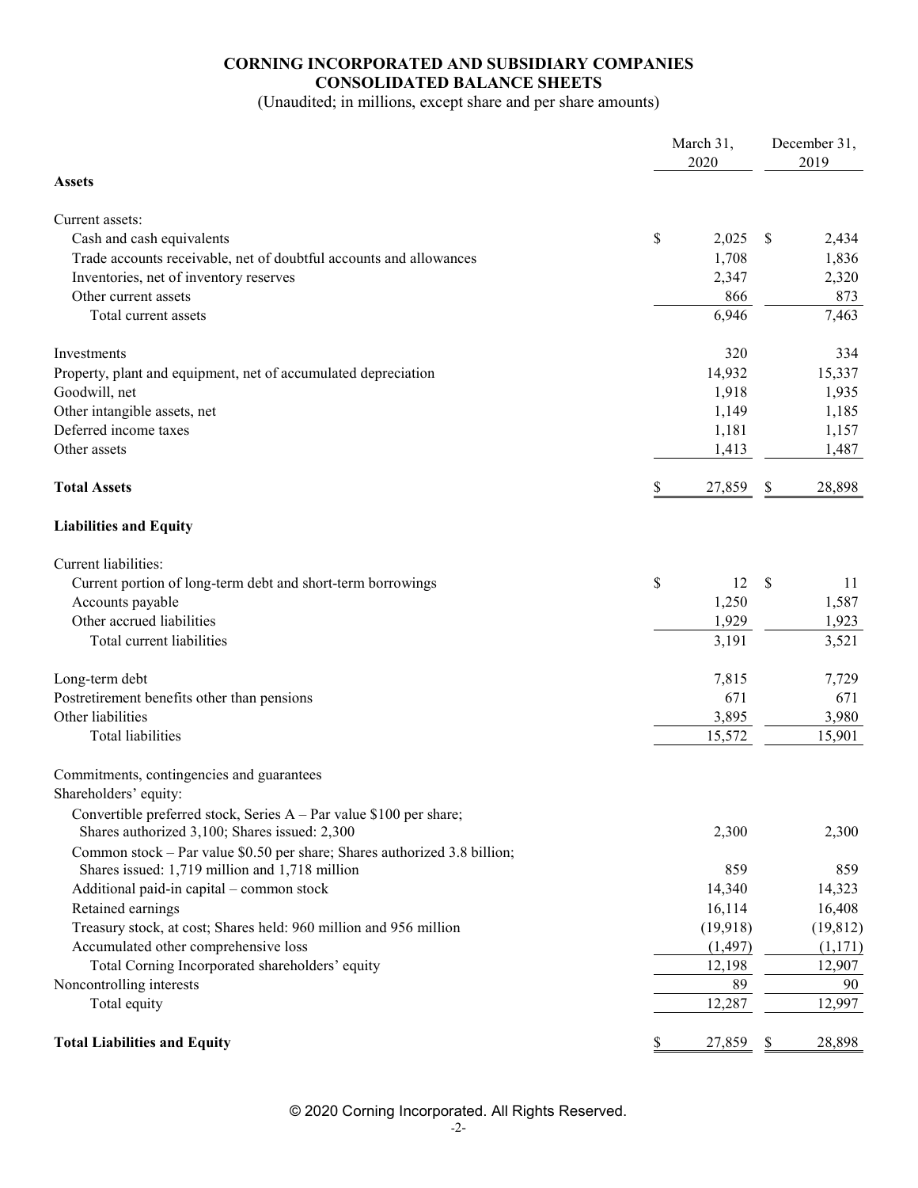**CORNING INCORPORATED AND SUBSIDIARY COMPANIES**
**CONSOLIDATED BALANCE SHEETS**
(Unaudited; in millions, except share and per share amounts)

| | March 31, 2020 | December 31, 2019 |
|---|---|---|
| **Assets** | | |
| Current assets: | | |
| Cash and cash equivalents | $ 2,025 | $ 2,434 |
| Trade accounts receivable, net of doubtful accounts and allowances | 1,708 | 1,836 |
| Inventories, net of inventory reserves | 2,347 | 2,320 |
| Other current assets | 866 | 873 |
| Total current assets | 6,946 | 7,463 |
| Investments | 320 | 334 |
| Property, plant and equipment, net of accumulated depreciation | 14,932 | 15,337 |
| Goodwill, net | 1,918 | 1,935 |
| Other intangible assets, net | 1,149 | 1,185 |
| Deferred income taxes | 1,181 | 1,157 |
| Other assets | 1,413 | 1,487 |
| **Total Assets** | $ 27,859 | $ 28,898 |
| **Liabilities and Equity** | | |
| Current liabilities: | | |
| Current portion of long-term debt and short-term borrowings | $ 12 | $ 11 |
| Accounts payable | 1,250 | 1,587 |
| Other accrued liabilities | 1,929 | 1,923 |
| Total current liabilities | 3,191 | 3,521 |
| Long-term debt | 7,815 | 7,729 |
| Postretirement benefits other than pensions | 671 | 671 |
| Other liabilities | 3,895 | 3,980 |
| Total liabilities | 15,572 | 15,901 |
| Commitments, contingencies and guarantees | | |
| Shareholders' equity: | | |
| Convertible preferred stock, Series A – Par value $100 per share; Shares authorized 3,100; Shares issued: 2,300 | 2,300 | 2,300 |
| Common stock – Par value $0.50 per share; Shares authorized 3.8 billion; Shares issued: 1,719 million and 1,718 million | 859 | 859 |
| Additional paid-in capital – common stock | 14,340 | 14,323 |
| Retained earnings | 16,114 | 16,408 |
| Treasury stock, at cost; Shares held: 960 million and 956 million | (19,918) | (19,812) |
| Accumulated other comprehensive loss | (1,497) | (1,171) |
| Total Corning Incorporated shareholders' equity | 12,198 | 12,907 |
| Noncontrolling interests | 89 | 90 |
| Total equity | 12,287 | 12,997 |
| **Total Liabilities and Equity** | $ 27,859 | $ 28,898 |

© 2020 Corning Incorporated. All Rights Reserved.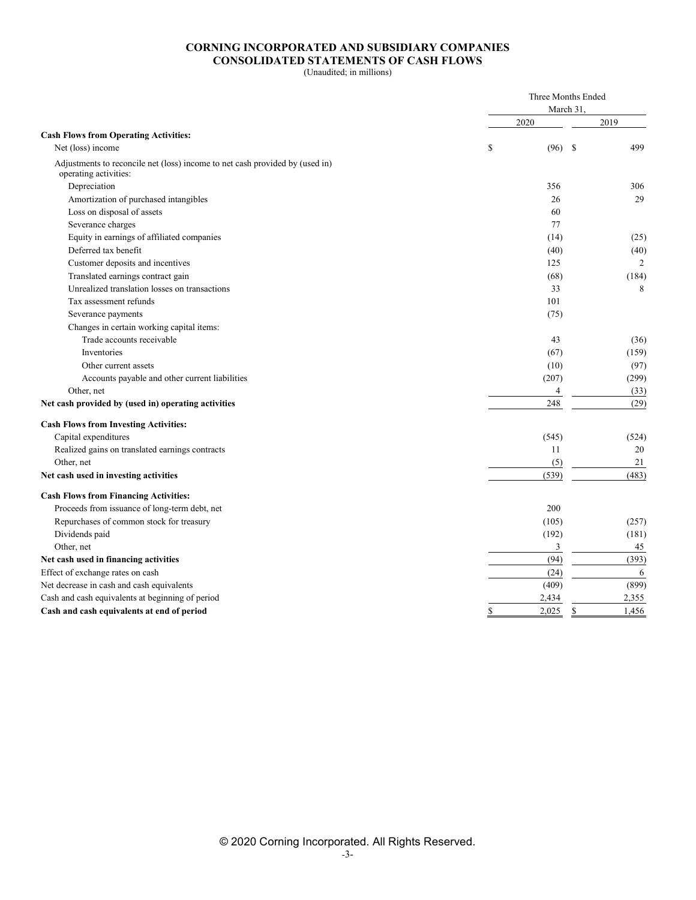**CORNING INCORPORATED AND SUBSIDIARY COMPANIES**
**CONSOLIDATED STATEMENTS OF CASH FLOWS**
(Unaudited; in millions)

| | Three Months Ended March 31, | |
|---|---|---|
| | 2020 | 2019 |
| **Cash Flows from Operating Activities:** | | |
| Net (loss) income | $ (96) | $ 499 |
| Adjustments to reconcile net (loss) income to net cash provided by (used in) operating activities: | | |
| Depreciation | 356 | 306 |
| Amortization of purchased intangibles | 26 | 29 |
| Loss on disposal of assets | 60 | |
| Severance charges | 77 | |
| Equity in earnings of affiliated companies | (14) | (25) |
| Deferred tax benefit | (40) | (40) |
| Customer deposits and incentives | 125 | 2 |
| Translated earnings contract gain | (68) | (184) |
| Unrealized translation losses on transactions | 33 | 8 |
| Tax assessment refunds | 101 | |
| Severance payments | (75) | |
| Changes in certain working capital items: | | |
| Trade accounts receivable | 43 | (36) |
| Inventories | (67) | (159) |
| Other current assets | (10) | (97) |
| Accounts payable and other current liabilities | (207) | (299) |
| Other, net | 4 | (33) |
| **Net cash provided by (used in) operating activities** | 248 | (29) |
| **Cash Flows from Investing Activities:** | | |
| Capital expenditures | (545) | (524) |
| Realized gains on translated earnings contracts | 11 | 20 |
| Other, net | (5) | 21 |
| **Net cash used in investing activities** | (539) | (483) |
| **Cash Flows from Financing Activities:** | | |
| Proceeds from issuance of long-term debt, net | 200 | |
| Repurchases of common stock for treasury | (105) | (257) |
| Dividends paid | (192) | (181) |
| Other, net | 3 | 45 |
| **Net cash used in financing activities** | (94) | (393) |
| Effect of exchange rates on cash | (24) | 6 |
| Net decrease in cash and cash equivalents | (409) | (899) |
| Cash and cash equivalents at beginning of period | 2,434 | 2,355 |
| **Cash and cash equivalents at end of period** | $ 2,025 | $ 1,456 |

© 2020 Corning Incorporated. All Rights Reserved.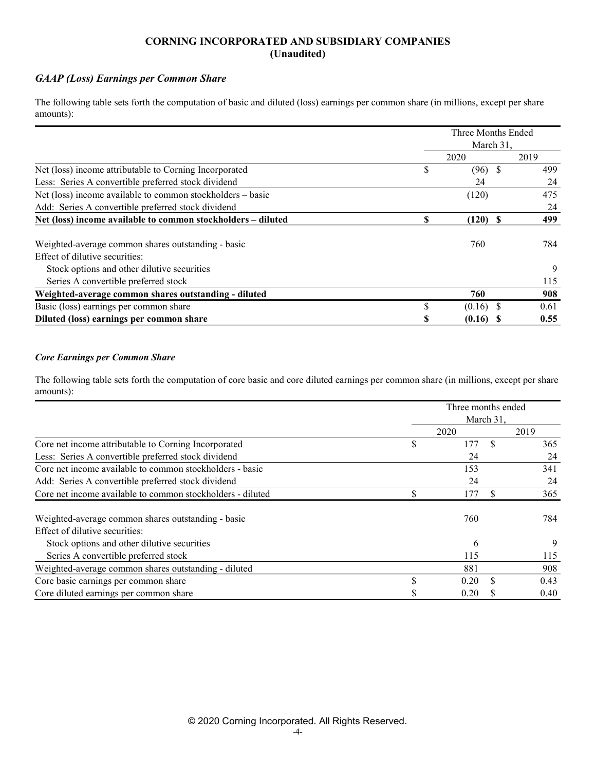## CORNING INCORPORATED AND SUBSIDIARY COMPANIES
## (Unaudited)

### *GAAP (Loss) Earnings per Common Share*

The following table sets forth the computation of basic and diluted (loss) earnings per common share (in millions, except per share amounts):

| | Three Months Ended March 31, | |
|---|---|---|
| | 2020 | 2019 |
| Net (loss) income attributable to Corning Incorporated | $ (96) | $ 499 |
| Less: Series A convertible preferred stock dividend | 24 | 24 |
| Net (loss) income available to common stockholders – basic | (120) | 475 |
| Add: Series A convertible preferred stock dividend | | 24 |
| **Net (loss) income available to common stockholders – diluted** | **$ (120)** | **$ 499** |
| | | |
| Weighted-average common shares outstanding - basic | 760 | 784 |
| Effect of dilutive securities: | | |
| Stock options and other dilutive securities | | 9 |
| Series A convertible preferred stock | | 115 |
| **Weighted-average common shares outstanding - diluted** | **760** | **908** |
| Basic (loss) earnings per common share | $ (0.16) | $ 0.61 |
| **Diluted (loss) earnings per common share** | **$ (0.16)** | **$ 0.55** |

### *Core Earnings per Common Share*

The following table sets forth the computation of core basic and core diluted earnings per common share (in millions, except per share amounts):

| | Three months ended March 31, | |
|---|---|---|
| | 2020 | 2019 |
| Core net income attributable to Corning Incorporated | $ 177 | $ 365 |
| Less: Series A convertible preferred stock dividend | 24 | 24 |
| Core net income available to common stockholders - basic | 153 | 341 |
| Add: Series A convertible preferred stock dividend | 24 | 24 |
| Core net income available to common stockholders - diluted | $ 177 | $ 365 |
| | | |
| Weighted-average common shares outstanding - basic | 760 | 784 |
| Effect of dilutive securities: | | |
| Stock options and other dilutive securities | 6 | 9 |
| Series A convertible preferred stock | 115 | 115 |
| Weighted-average common shares outstanding - diluted | 881 | 908 |
| Core basic earnings per common share | $ 0.20 | $ 0.43 |
| Core diluted earnings per common share | $ 0.20 | $ 0.40 |

© 2020 Corning Incorporated. All Rights Reserved.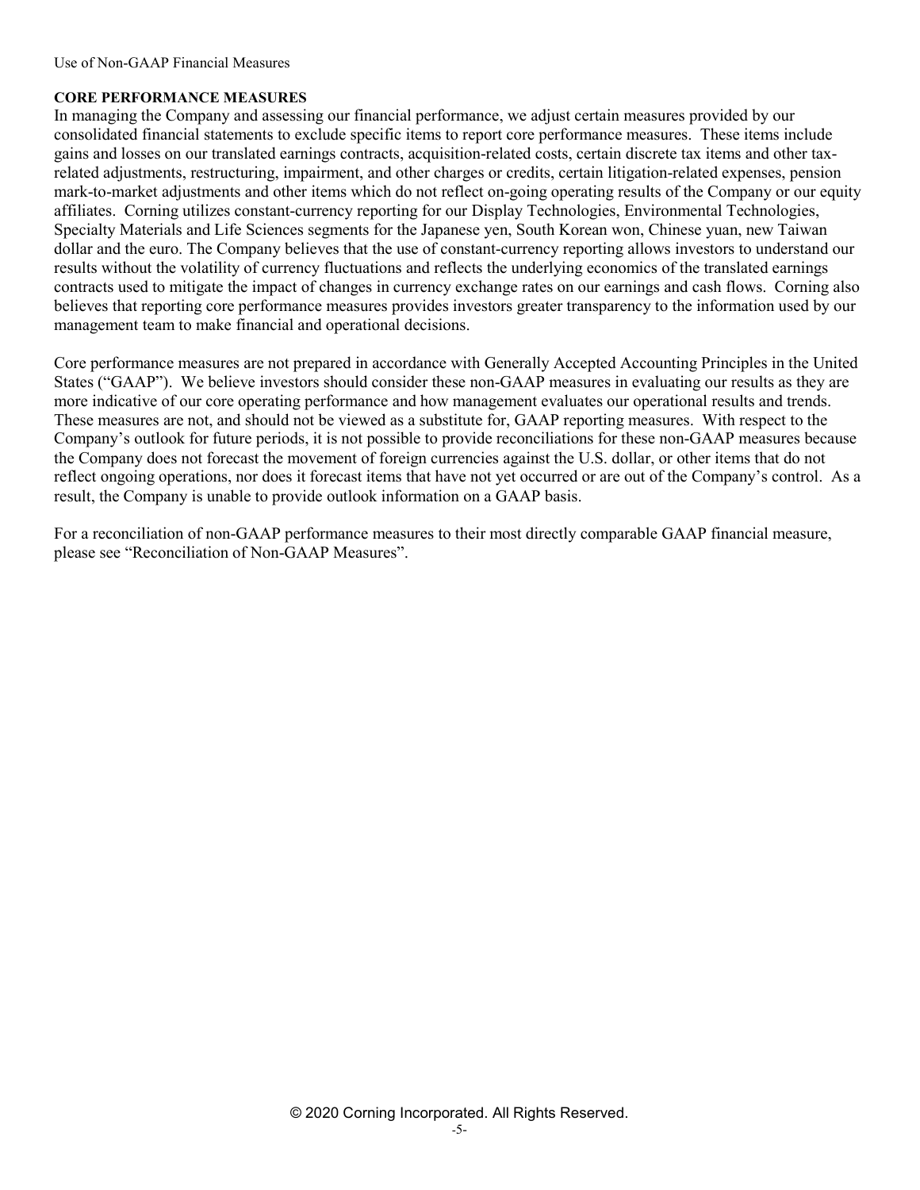Use of Non-GAAP Financial Measures

**CORE PERFORMANCE MEASURES**

In managing the Company and assessing our financial performance, we adjust certain measures provided by our consolidated financial statements to exclude specific items to report core performance measures. These items include gains and losses on our translated earnings contracts, acquisition-related costs, certain discrete tax items and other tax-related adjustments, restructuring, impairment, and other charges or credits, certain litigation-related expenses, pension mark-to-market adjustments and other items which do not reflect on-going operating results of the Company or our equity affiliates. Corning utilizes constant-currency reporting for our Display Technologies, Environmental Technologies, Specialty Materials and Life Sciences segments for the Japanese yen, South Korean won, Chinese yuan, new Taiwan dollar and the euro. The Company believes that the use of constant-currency reporting allows investors to understand our results without the volatility of currency fluctuations and reflects the underlying economics of the translated earnings contracts used to mitigate the impact of changes in currency exchange rates on our earnings and cash flows. Corning also believes that reporting core performance measures provides investors greater transparency to the information used by our management team to make financial and operational decisions.

Core performance measures are not prepared in accordance with Generally Accepted Accounting Principles in the United States ("GAAP"). We believe investors should consider these non-GAAP measures in evaluating our results as they are more indicative of our core operating performance and how management evaluates our operational results and trends. These measures are not, and should not be viewed as a substitute for, GAAP reporting measures. With respect to the Company's outlook for future periods, it is not possible to provide reconciliations for these non-GAAP measures because the Company does not forecast the movement of foreign currencies against the U.S. dollar, or other items that do not reflect ongoing operations, nor does it forecast items that have not yet occurred or are out of the Company's control. As a result, the Company is unable to provide outlook information on a GAAP basis.

For a reconciliation of non-GAAP performance measures to their most directly comparable GAAP financial measure, please see "Reconciliation of Non-GAAP Measures".

© 2020 Corning Incorporated. All Rights Reserved.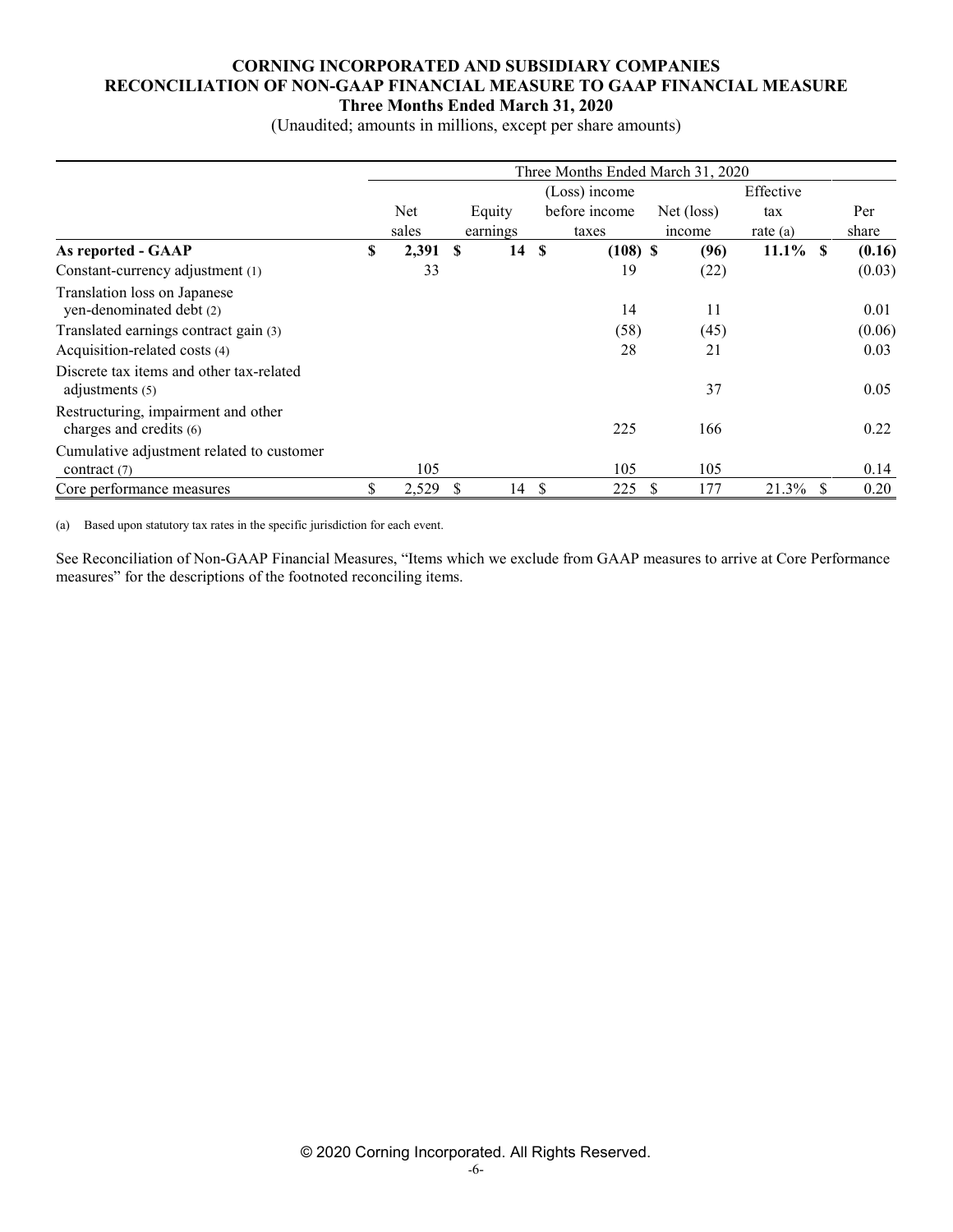# CORNING INCORPORATED AND SUBSIDIARY COMPANIES
## RECONCILIATION OF NON-GAAP FINANCIAL MEASURE TO GAAP FINANCIAL MEASURE
### Three Months Ended March 31, 2020

(Unaudited; amounts in millions, except per share amounts)

| | Three Months Ended March 31, 2020 | | | | | |
|---|---|---|---|---|---|---|
| | Net sales | Equity earnings | (Loss) income before income taxes | Net (loss) income | Effective tax rate (a) | Per share |
| **As reported - GAAP** | **$ 2,391** | **$ 14** | **$ (108)** | **$ (96)** | **11.1%** | **$ (0.16)** |
| Constant-currency adjustment (1) | 33 | | 19 | (22) | | (0.03) |
| Translation loss on Japanese yen-denominated debt (2) | | | 14 | 11 | | 0.01 |
| Translated earnings contract gain (3) | | | (58) | (45) | | (0.06) |
| Acquisition-related costs (4) | | | 28 | 21 | | 0.03 |
| Discrete tax items and other tax-related adjustments (5) | | | | 37 | | 0.05 |
| Restructuring, impairment and other charges and credits (6) | | | 225 | 166 | | 0.22 |
| Cumulative adjustment related to customer contract (7) | 105 | | 105 | 105 | | 0.14 |
| Core performance measures | $ 2,529 | $ 14 | $ 225 | $ 177 | 21.3% | $ 0.20 |

(a) Based upon statutory tax rates in the specific jurisdiction for each event.

See Reconciliation of Non-GAAP Financial Measures, "Items which we exclude from GAAP measures to arrive at Core Performance measures" for the descriptions of the footnoted reconciling items.

© 2020 Corning Incorporated. All Rights Reserved.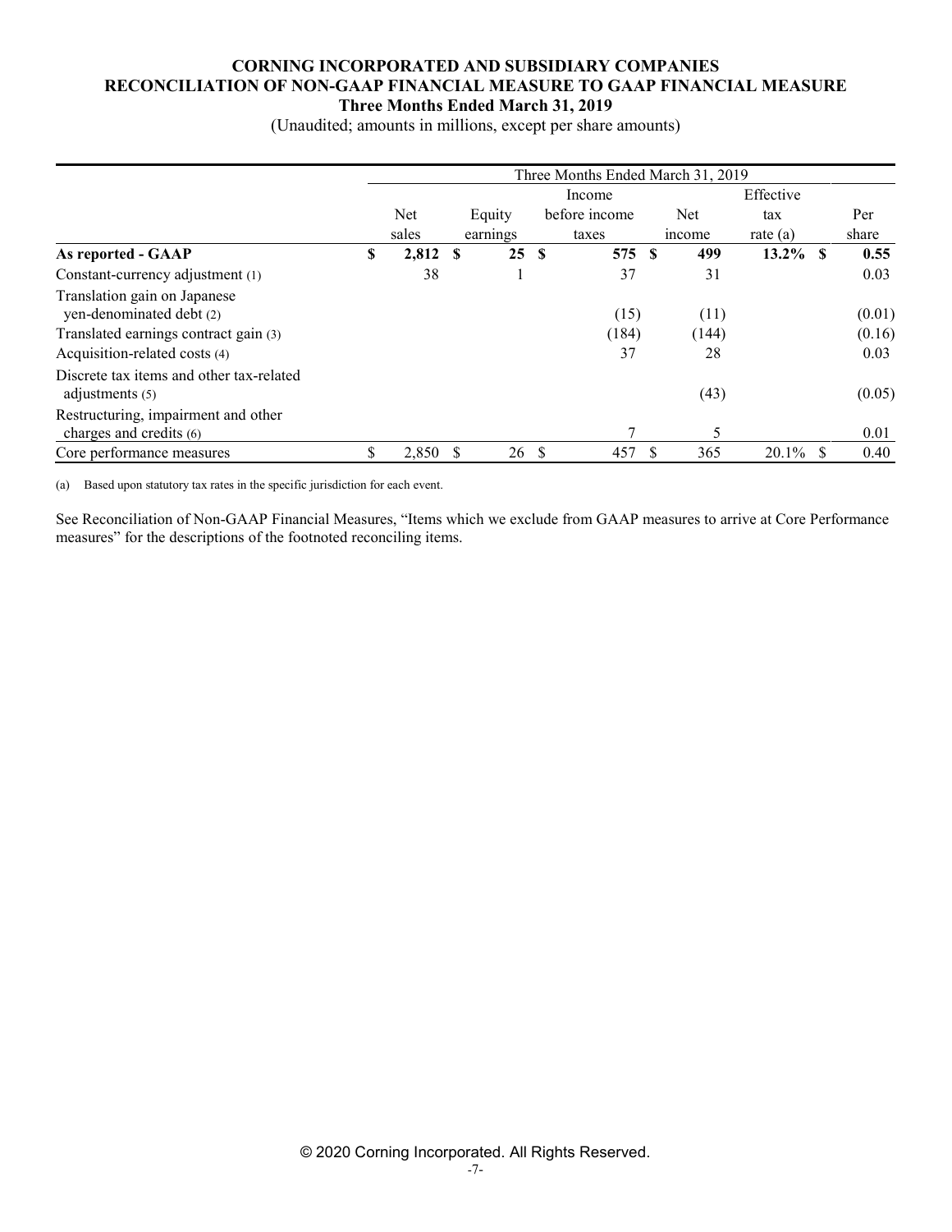# CORNING INCORPORATED AND SUBSIDIARY COMPANIES
## RECONCILIATION OF NON-GAAP FINANCIAL MEASURE TO GAAP FINANCIAL MEASURE
### Three Months Ended March 31, 2019

(Unaudited; amounts in millions, except per share amounts)

| | Three Months Ended March 31, 2019 | | | | | |
|---|---|---|---|---|---|---|
| | Net sales | Equity earnings | Income before income taxes | Net income | Effective tax rate (a) | Per share |
| **As reported - GAAP** | **$ 2,812** | **$ 25** | **$ 575** | **$ 499** | **13.2%** | **$ 0.55** |
| Constant-currency adjustment (1) | 38 | 1 | 37 | 31 | | 0.03 |
| Translation gain on Japanese yen-denominated debt (2) | | | (15) | (11) | | (0.01) |
| Translated earnings contract gain (3) | | | (184) | (144) | | (0.16) |
| Acquisition-related costs (4) | | | 37 | 28 | | 0.03 |
| Discrete tax items and other tax-related adjustments (5) | | | | (43) | | (0.05) |
| Restructuring, impairment and other charges and credits (6) | | | 7 | 5 | | 0.01 |
| Core performance measures | $ 2,850 | $ 26 | $ 457 | $ 365 | 20.1% | $ 0.40 |

(a) Based upon statutory tax rates in the specific jurisdiction for each event.

See Reconciliation of Non-GAAP Financial Measures, "Items which we exclude from GAAP measures to arrive at Core Performance measures" for the descriptions of the footnoted reconciling items.

© 2020 Corning Incorporated. All Rights Reserved.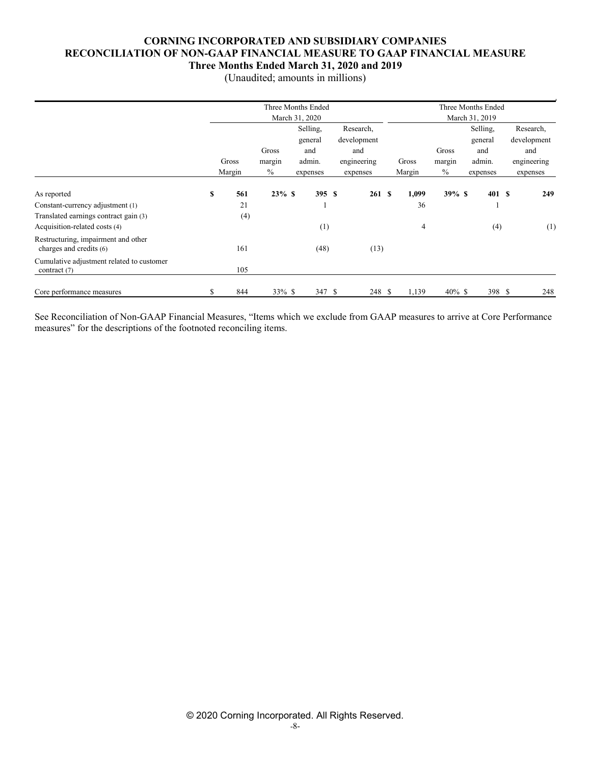## CORNING INCORPORATED AND SUBSIDIARY COMPANIES
## RECONCILIATION OF NON-GAAP FINANCIAL MEASURE TO GAAP FINANCIAL MEASURE
### Three Months Ended March 31, 2020 and 2019

(Unaudited; amounts in millions)

| | Three Months Ended March 31, 2020 | | | | Three Months Ended March 31, 2019 | | | |
|---|---|---|---|---|---|---|---|---|
| | Gross Margin | Gross margin % | Selling, general and admin. expenses | Research, development and engineering expenses | Gross Margin | Gross margin % | Selling, general and admin. expenses | Research, development and engineering expenses |
| As reported | **$ 561** | **23%** | **$ 395** | **$ 261** | **$ 1,099** | **39%** | **$ 401** | **$ 249** |
| Constant-currency adjustment (1) | 21 | | 1 | | 36 | | 1 | |
| Translated earnings contract gain (3) | (4) | | | | | | | |
| Acquisition-related costs (4) | | | (1) | | 4 | | (4) | (1) |
| Restructuring, impairment and other charges and credits (6) | 161 | | (48) | (13) | | | | |
| Cumulative adjustment related to customer contract (7) | 105 | | | | | | | |
| Core performance measures | $ 844 | 33% | $ 347 | $ 248 | $ 1,139 | 40% | $ 398 | $ 248 |

See Reconciliation of Non-GAAP Financial Measures, "Items which we exclude from GAAP measures to arrive at Core Performance measures" for the descriptions of the footnoted reconciling items.

© 2020 Corning Incorporated. All Rights Reserved.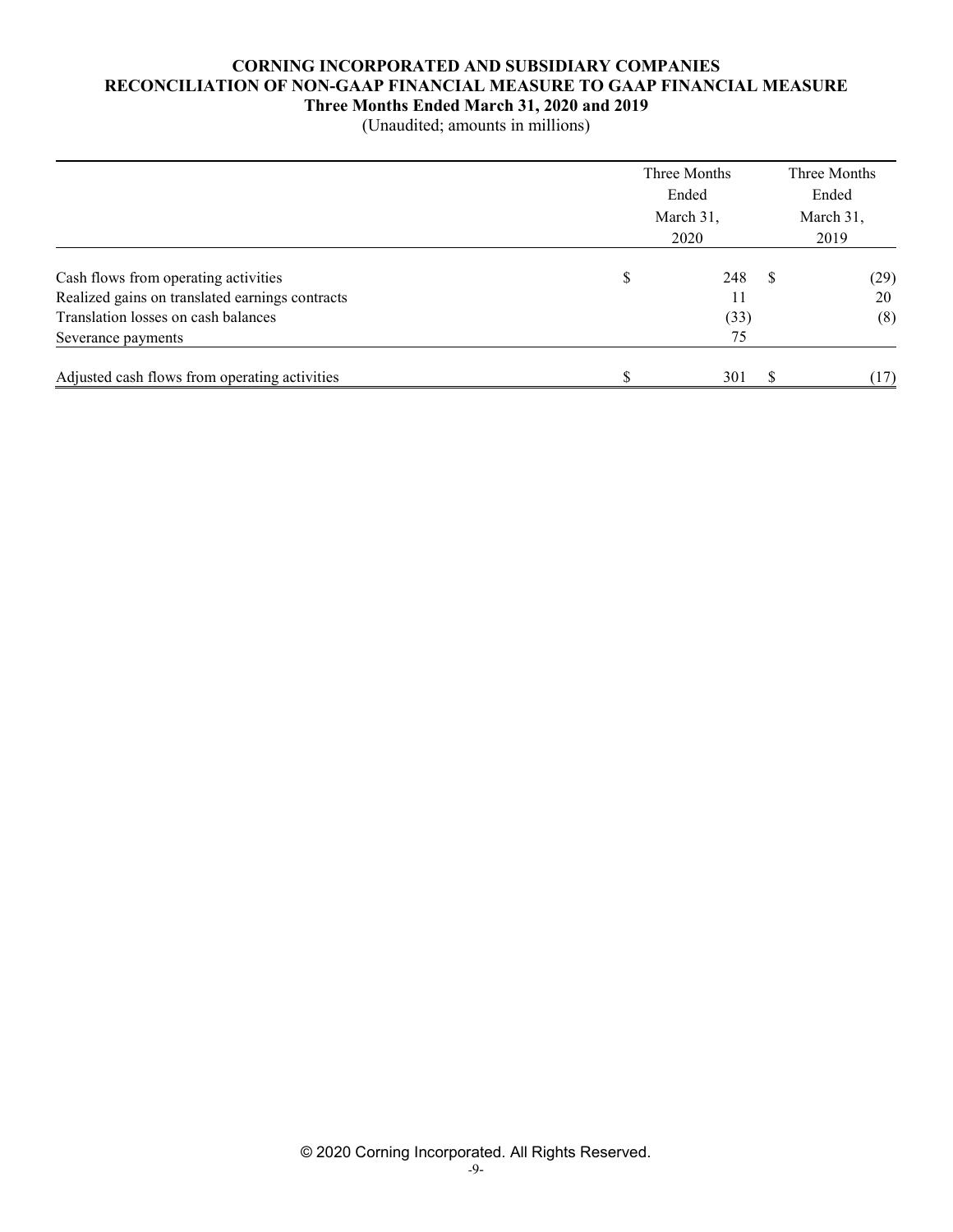**CORNING INCORPORATED AND SUBSIDIARY COMPANIES**
**RECONCILIATION OF NON-GAAP FINANCIAL MEASURE TO GAAP FINANCIAL MEASURE**
**Three Months Ended March 31, 2020 and 2019**
(Unaudited; amounts in millions)

| | Three Months Ended March 31, 2020 | Three Months Ended March 31, 2019 |
|---|---|---|
| Cash flows from operating activities | $ 248 | $ (29) |
| Realized gains on translated earnings contracts | 11 | 20 |
| Translation losses on cash balances | (33) | (8) |
| Severance payments | 75 | |
| Adjusted cash flows from operating activities | $ 301 | $ (17) |

© 2020 Corning Incorporated. All Rights Reserved.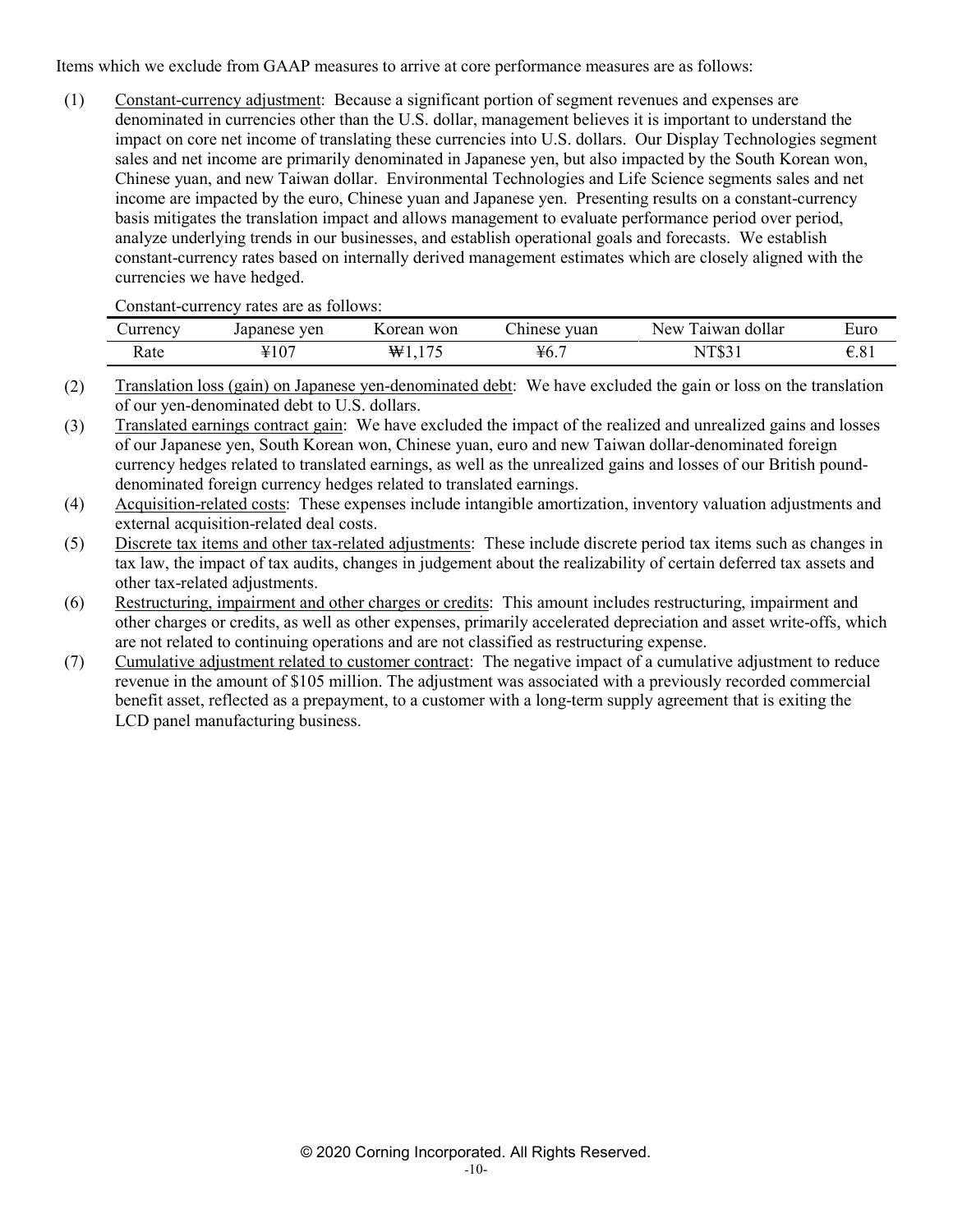Items which we exclude from GAAP measures to arrive at core performance measures are as follows:

(1) Constant-currency adjustment: Because a significant portion of segment revenues and expenses are denominated in currencies other than the U.S. dollar, management believes it is important to understand the impact on core net income of translating these currencies into U.S. dollars. Our Display Technologies segment sales and net income are primarily denominated in Japanese yen, but also impacted by the South Korean won, Chinese yuan, and new Taiwan dollar. Environmental Technologies and Life Science segments sales and net income are impacted by the euro, Chinese yuan and Japanese yen. Presenting results on a constant-currency basis mitigates the translation impact and allows management to evaluate performance period over period, analyze underlying trends in our businesses, and establish operational goals and forecasts. We establish constant-currency rates based on internally derived management estimates which are closely aligned with the currencies we have hedged.

Constant-currency rates are as follows:

| Currency | Japanese yen | Korean won | Chinese yuan | New Taiwan dollar | Euro |
|---|---|---|---|---|---|
| Rate | ¥107 | ₩1,175 | ¥6.7 | NT$31 | €.81 |

(2) Translation loss (gain) on Japanese yen-denominated debt: We have excluded the gain or loss on the translation of our yen-denominated debt to U.S. dollars.

(3) Translated earnings contract gain: We have excluded the impact of the realized and unrealized gains and losses of our Japanese yen, South Korean won, Chinese yuan, euro and new Taiwan dollar-denominated foreign currency hedges related to translated earnings, as well as the unrealized gains and losses of our British pound-denominated foreign currency hedges related to translated earnings.

(4) Acquisition-related costs: These expenses include intangible amortization, inventory valuation adjustments and external acquisition-related deal costs.

(5) Discrete tax items and other tax-related adjustments: These include discrete period tax items such as changes in tax law, the impact of tax audits, changes in judgement about the realizability of certain deferred tax assets and other tax-related adjustments.

(6) Restructuring, impairment and other charges or credits: This amount includes restructuring, impairment and other charges or credits, as well as other expenses, primarily accelerated depreciation and asset write-offs, which are not related to continuing operations and are not classified as restructuring expense.

(7) Cumulative adjustment related to customer contract: The negative impact of a cumulative adjustment to reduce revenue in the amount of $105 million. The adjustment was associated with a previously recorded commercial benefit asset, reflected as a prepayment, to a customer with a long-term supply agreement that is exiting the LCD panel manufacturing business.

© 2020 Corning Incorporated. All Rights Reserved.